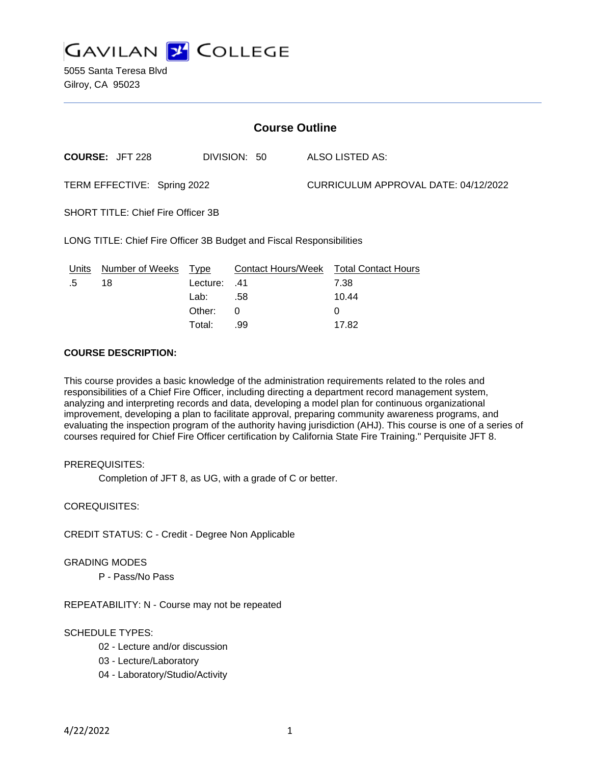# GAVILAN COLLEGE

5055 Santa Teresa Blvd
Gilroy, CA 95023

---

## Course Outline

**COURSE:** JFT 228 DIVISION: 50 ALSO LISTED AS:

TERM EFFECTIVE: Spring 2022 CURRICULUM APPROVAL DATE: 04/12/2022

SHORT TITLE: Chief Fire Officer 3B

LONG TITLE: Chief Fire Officer 3B Budget and Fiscal Responsibilities

| Units | Number of Weeks | Type | Contact Hours/Week | Total Contact Hours |
|---|---|---|---|---|
| .5 | 18 | Lecture: | .41 | 7.38 |
| | | Lab: | .58 | 10.44 |
| | | Other: | 0 | 0 |
| | | Total: | .99 | 17.82 |

**COURSE DESCRIPTION:**

This course provides a basic knowledge of the administration requirements related to the roles and responsibilities of a Chief Fire Officer, including directing a department record management system, analyzing and interpreting records and data, developing a model plan for continuous organizational improvement, developing a plan to facilitate approval, preparing community awareness programs, and evaluating the inspection program of the authority having jurisdiction (AHJ). This course is one of a series of courses required for Chief Fire Officer certification by California State Fire Training." Perquisite JFT 8.

PREREQUISITES:

Completion of JFT 8, as UG, with a grade of C or better.

COREQUISITES:

CREDIT STATUS: C - Credit - Degree Non Applicable

GRADING MODES

P - Pass/No Pass

REPEATABILITY: N - Course may not be repeated

SCHEDULE TYPES:

02 - Lecture and/or discussion
03 - Lecture/Laboratory
04 - Laboratory/Studio/Activity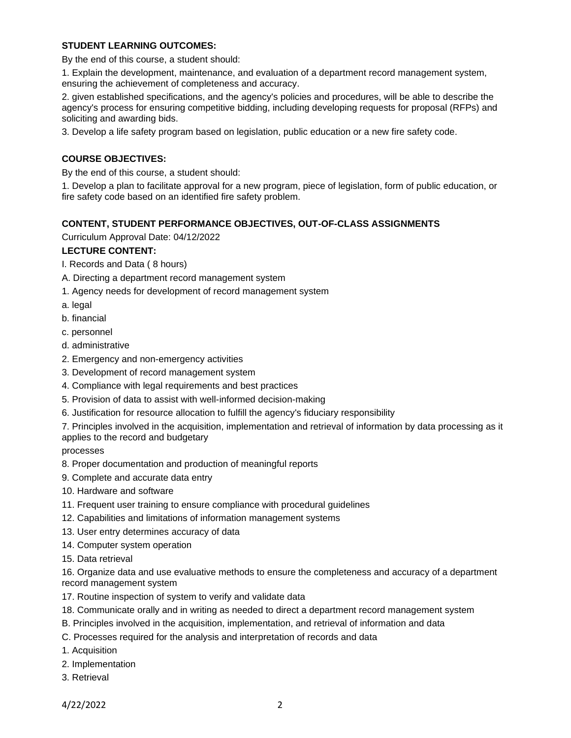**STUDENT LEARNING OUTCOMES:**

By the end of this course, a student should:

1. Explain the development, maintenance, and evaluation of a department record management system, ensuring the achievement of completeness and accuracy.

2. given established specifications, and the agency's policies and procedures, will be able to describe the agency's process for ensuring competitive bidding, including developing requests for proposal (RFPs) and soliciting and awarding bids.

3. Develop a life safety program based on legislation, public education or a new fire safety code.

**COURSE OBJECTIVES:**

By the end of this course, a student should:

1. Develop a plan to facilitate approval for a new program, piece of legislation, form of public education, or fire safety code based on an identified fire safety problem.

**CONTENT, STUDENT PERFORMANCE OBJECTIVES, OUT-OF-CLASS ASSIGNMENTS**

Curriculum Approval Date: 04/12/2022

**LECTURE CONTENT:**

I. Records and Data ( 8 hours)

A. Directing a department record management system

1. Agency needs for development of record management system

a. legal

b. financial

c. personnel

d. administrative

2. Emergency and non-emergency activities

3. Development of record management system

4. Compliance with legal requirements and best practices

5. Provision of data to assist with well-informed decision-making

6. Justification for resource allocation to fulfill the agency's fiduciary responsibility

7. Principles involved in the acquisition, implementation and retrieval of information by data processing as it applies to the record and budgetary processes

8. Proper documentation and production of meaningful reports

9. Complete and accurate data entry

10. Hardware and software

11. Frequent user training to ensure compliance with procedural guidelines

12. Capabilities and limitations of information management systems

13. User entry determines accuracy of data

14. Computer system operation

15. Data retrieval

16. Organize data and use evaluative methods to ensure the completeness and accuracy of a department record management system

17. Routine inspection of system to verify and validate data

18. Communicate orally and in writing as needed to direct a department record management system

B. Principles involved in the acquisition, implementation, and retrieval of information and data

C. Processes required for the analysis and interpretation of records and data

1. Acquisition

2. Implementation

3. Retrieval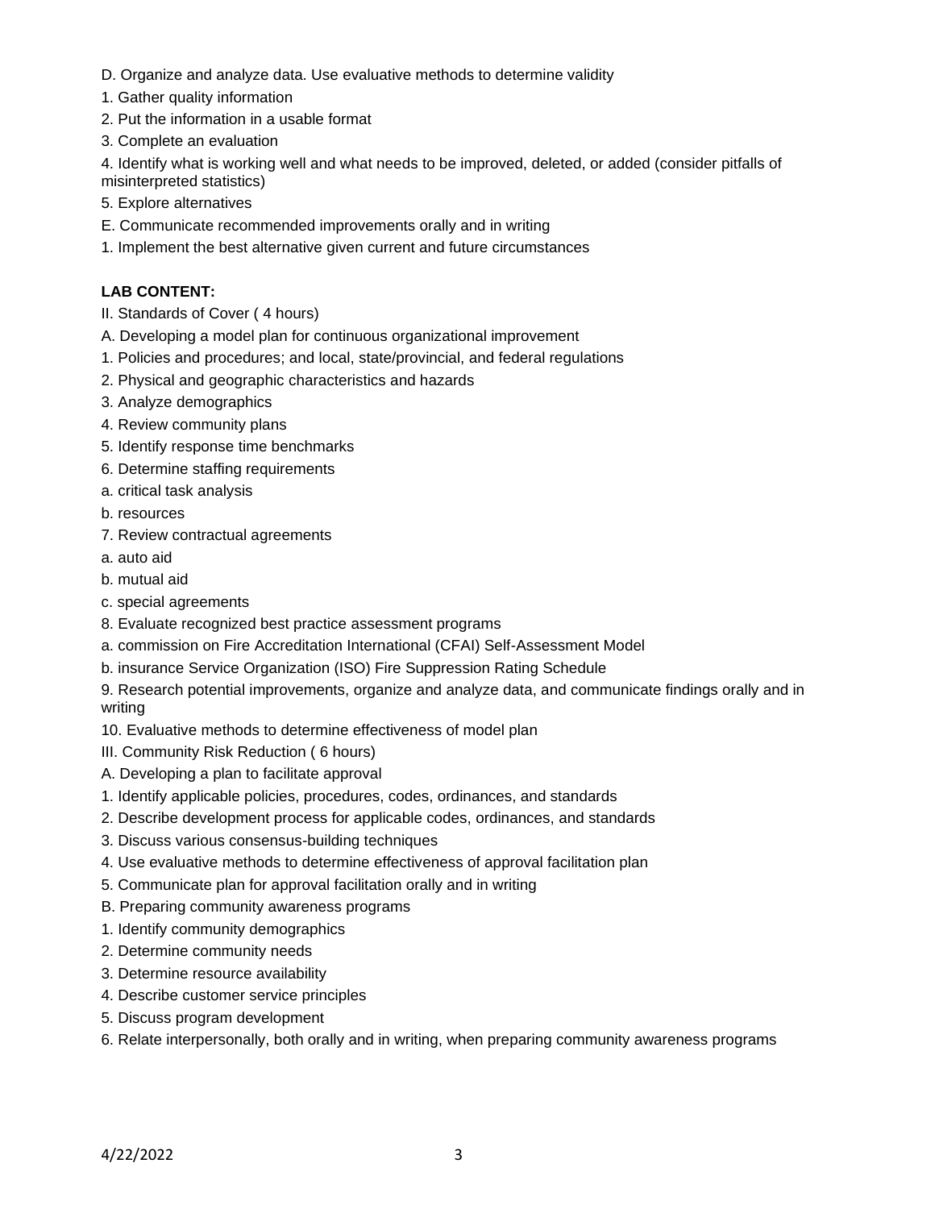D. Organize and analyze data. Use evaluative methods to determine validity

1. Gather quality information
2. Put the information in a usable format
3. Complete an evaluation
4. Identify what is working well and what needs to be improved, deleted, or added (consider pitfalls of misinterpreted statistics)
5. Explore alternatives

E. Communicate recommended improvements orally and in writing

1. Implement the best alternative given current and future circumstances

**LAB CONTENT:**

II. Standards of Cover ( 4 hours)

A. Developing a model plan for continuous organizational improvement

1. Policies and procedures; and local, state/provincial, and federal regulations
2. Physical and geographic characteristics and hazards
3. Analyze demographics
4. Review community plans
5. Identify response time benchmarks
6. Determine staffing requirements

a. critical task analysis

b. resources

7. Review contractual agreements

a. auto aid

b. mutual aid

c. special agreements

8. Evaluate recognized best practice assessment programs

a. commission on Fire Accreditation International (CFAI) Self-Assessment Model

b. insurance Service Organization (ISO) Fire Suppression Rating Schedule

9. Research potential improvements, organize and analyze data, and communicate findings orally and in writing
10. Evaluative methods to determine effectiveness of model plan

III. Community Risk Reduction ( 6 hours)

A. Developing a plan to facilitate approval

1. Identify applicable policies, procedures, codes, ordinances, and standards
2. Describe development process for applicable codes, ordinances, and standards
3. Discuss various consensus-building techniques
4. Use evaluative methods to determine effectiveness of approval facilitation plan
5. Communicate plan for approval facilitation orally and in writing

B. Preparing community awareness programs

1. Identify community demographics
2. Determine community needs
3. Determine resource availability
4. Describe customer service principles
5. Discuss program development
6. Relate interpersonally, both orally and in writing, when preparing community awareness programs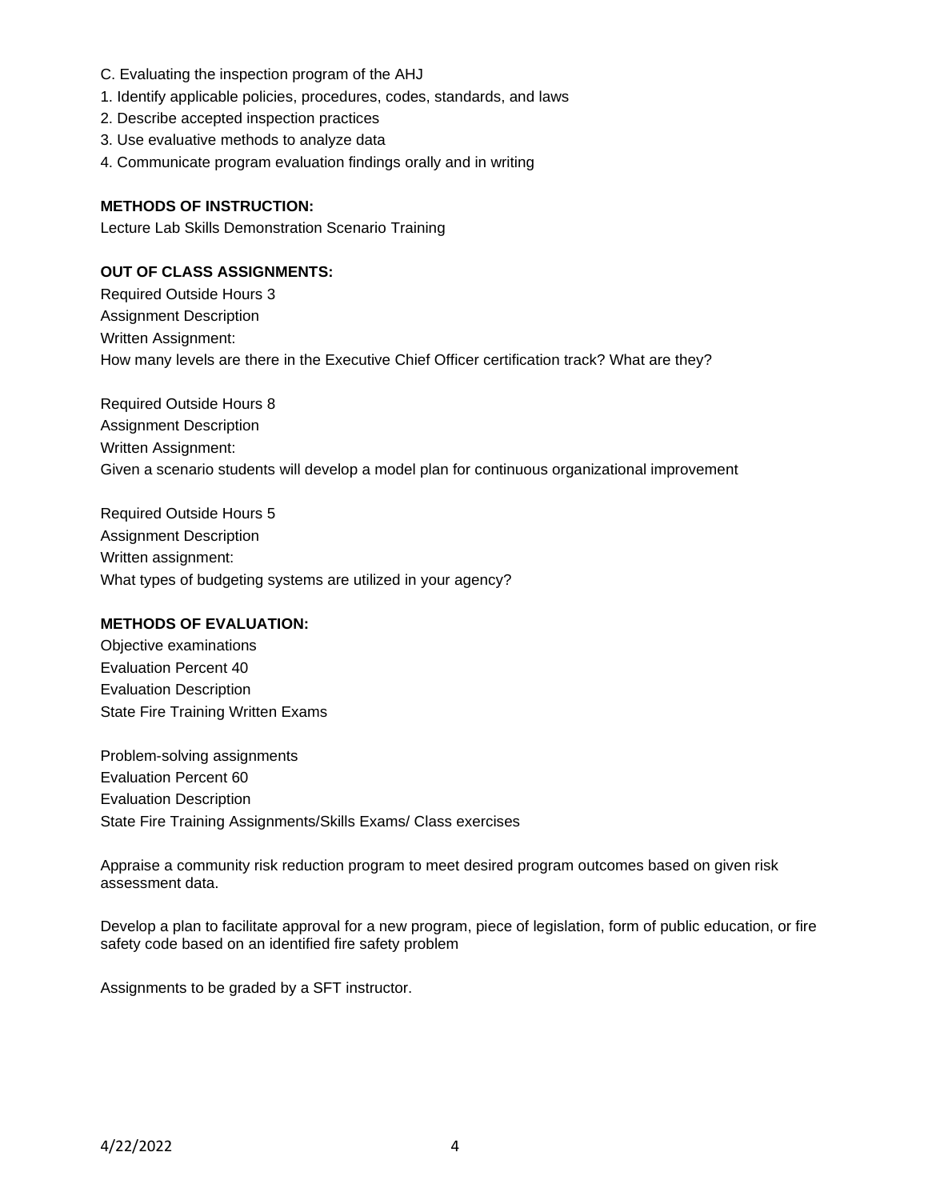C. Evaluating the inspection program of the AHJ

1. Identify applicable policies, procedures, codes, standards, and laws
2. Describe accepted inspection practices
3. Use evaluative methods to analyze data
4. Communicate program evaluation findings orally and in writing

**METHODS OF INSTRUCTION:**

Lecture Lab Skills Demonstration Scenario Training

**OUT OF CLASS ASSIGNMENTS:**

Required Outside Hours 3
Assignment Description
Written Assignment:
How many levels are there in the Executive Chief Officer certification track? What are they?

Required Outside Hours 8
Assignment Description
Written Assignment:
Given a scenario students will develop a model plan for continuous organizational improvement

Required Outside Hours 5
Assignment Description
Written assignment:
What types of budgeting systems are utilized in your agency?

**METHODS OF EVALUATION:**

Objective examinations
Evaluation Percent 40
Evaluation Description
State Fire Training Written Exams

Problem-solving assignments
Evaluation Percent 60
Evaluation Description
State Fire Training Assignments/Skills Exams/ Class exercises

Appraise a community risk reduction program to meet desired program outcomes based on given risk assessment data.

Develop a plan to facilitate approval for a new program, piece of legislation, form of public education, or fire safety code based on an identified fire safety problem

Assignments to be graded by a SFT instructor.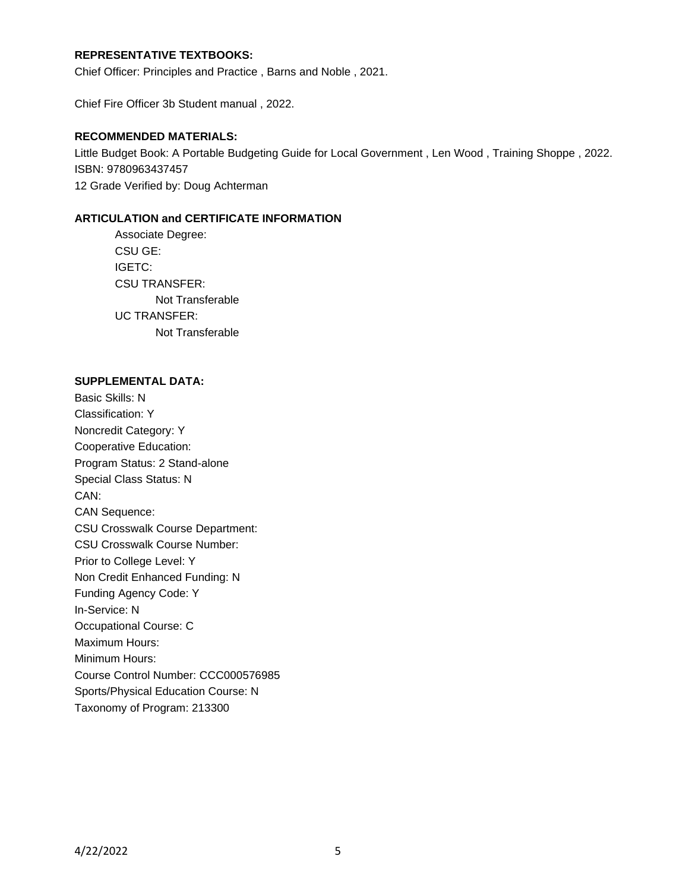**REPRESENTATIVE TEXTBOOKS:**

Chief Officer: Principles and Practice , Barns and Noble , 2021.

Chief Fire Officer 3b Student manual , 2022.

**RECOMMENDED MATERIALS:**

Little Budget Book: A Portable Budgeting Guide for Local Government , Len Wood , Training Shoppe , 2022.
ISBN: 9780963437457
12 Grade Verified by: Doug Achterman

**ARTICULATION and CERTIFICATE INFORMATION**

Associate Degree:
CSU GE:
IGETC:
CSU TRANSFER:
Not Transferable
UC TRANSFER:
Not Transferable

**SUPPLEMENTAL DATA:**

Basic Skills: N
Classification: Y
Noncredit Category: Y
Cooperative Education:
Program Status: 2 Stand-alone
Special Class Status: N
CAN:
CAN Sequence:
CSU Crosswalk Course Department:
CSU Crosswalk Course Number:
Prior to College Level: Y
Non Credit Enhanced Funding: N
Funding Agency Code: Y
In-Service: N
Occupational Course: C
Maximum Hours:
Minimum Hours:
Course Control Number: CCC000576985
Sports/Physical Education Course: N
Taxonomy of Program: 213300